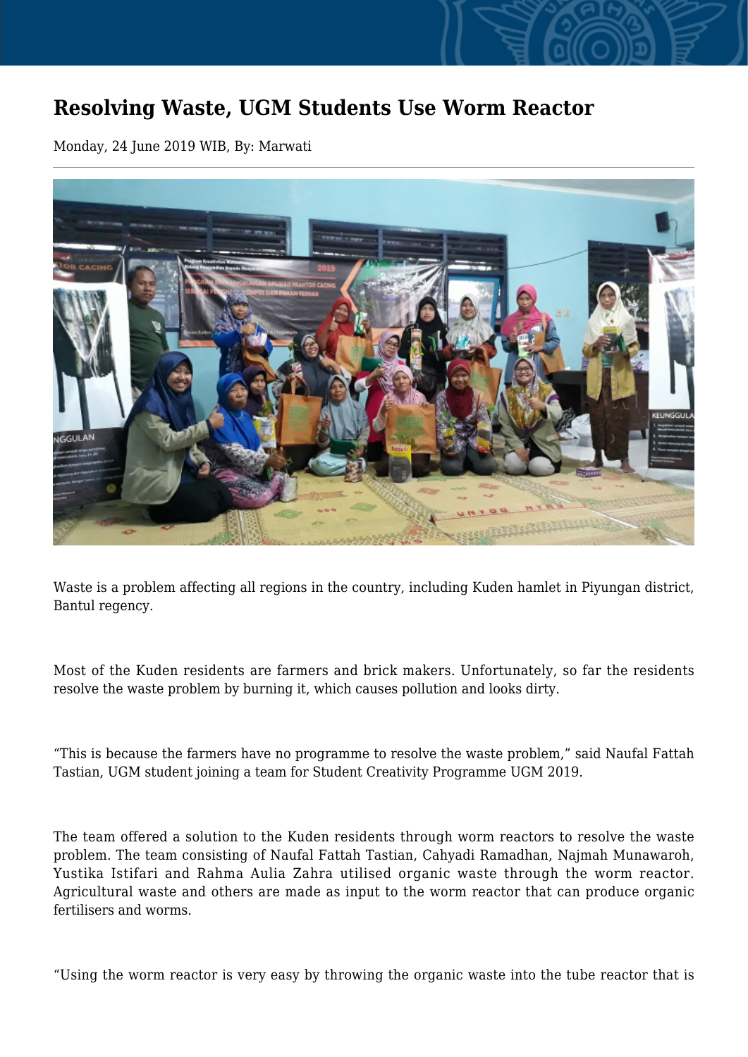# Resolving Waste, UGM Students Use Worm Reactor

Monday, 24 June 2019 WIB, By: Marwati

Waste is a problem affecting all regions in the country, including Kuden hamlet in Piyungan district, Bantul regency.

Most of the Kuden residents are farmers and brick makers. Unfortunately, so far the residents resolve the waste problem by burning it, which causes pollution and looks dirty.

“This is because the farmers have no programme to resolve the waste problem,” said Naufal Fattah Tastian, UGM student joining a team for Student Creativity Programme UGM 2019.

The team offered a solution to the Kuden residents through worm reactors to resolve the waste problem. The team consisting of Naufal Fattah Tastian, Cahyadi Ramadhan, Najmah Munawaroh, Yustika Istifari and Rahma Aulia Zahra utilised organic waste through the worm reactor. Agricultural waste and others are made as input to the worm reactor that can produce organic fertilisers and worms.

“Using the worm reactor is very easy by throwing the organic waste into the tube reactor that is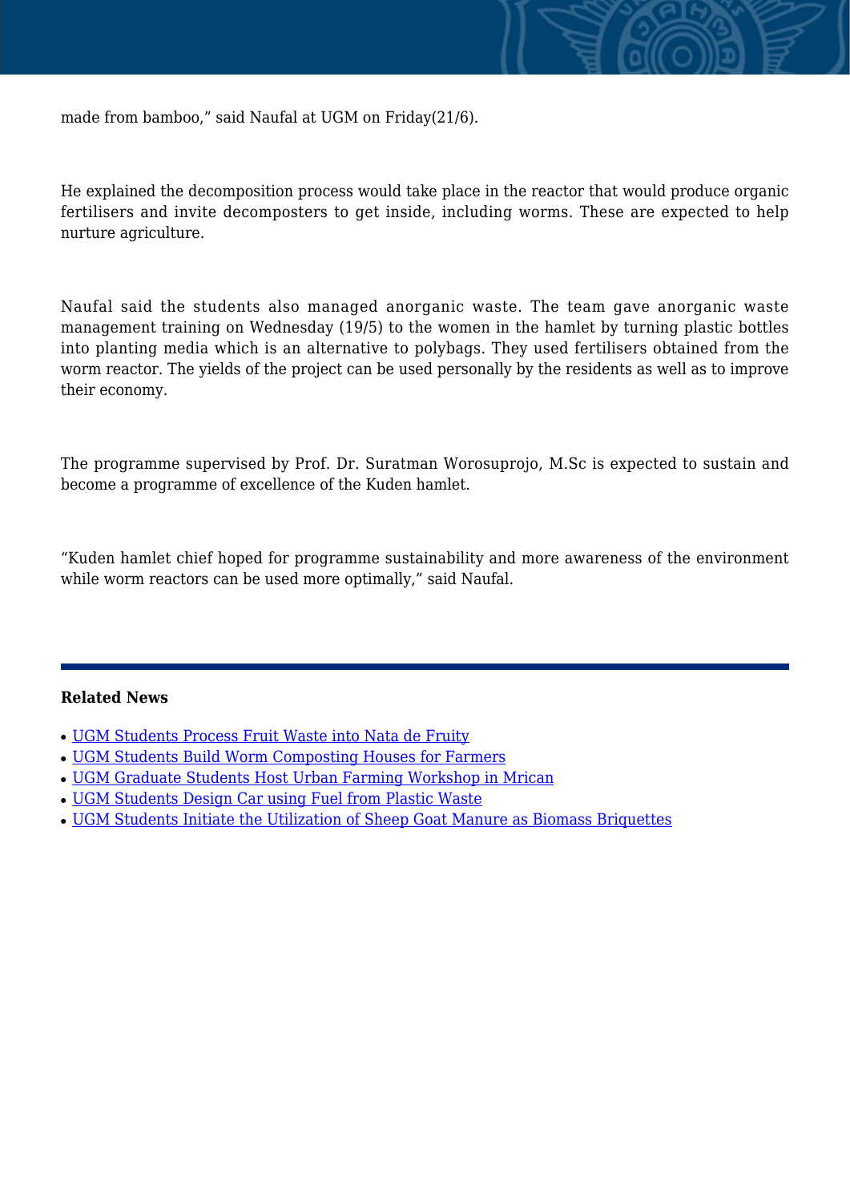made from bamboo," said Naufal at UGM on Friday(21/6).

He explained the decomposition process would take place in the reactor that would produce organic fertilisers and invite decomposters to get inside, including worms. These are expected to help nurture agriculture.

Naufal said the students also managed anorganic waste. The team gave anorganic waste management training on Wednesday (19/5) to the women in the hamlet by turning plastic bottles into planting media which is an alternative to polybags. They used fertilisers obtained from the worm reactor. The yields of the project can be used personally by the residents as well as to improve their economy.

The programme supervised by Prof. Dr. Suratman Worosuprojo, M.Sc is expected to sustain and become a programme of excellence of the Kuden hamlet.

"Kuden hamlet chief hoped for programme sustainability and more awareness of the environment while worm reactors can be used more optimally," said Naufal.

---

**Related News**

- UGM Students Process Fruit Waste into Nata de Fruity
- UGM Students Build Worm Composting Houses for Farmers
- UGM Graduate Students Host Urban Farming Workshop in Mrican
- UGM Students Design Car using Fuel from Plastic Waste
- UGM Students Initiate the Utilization of Sheep Goat Manure as Biomass Briquettes